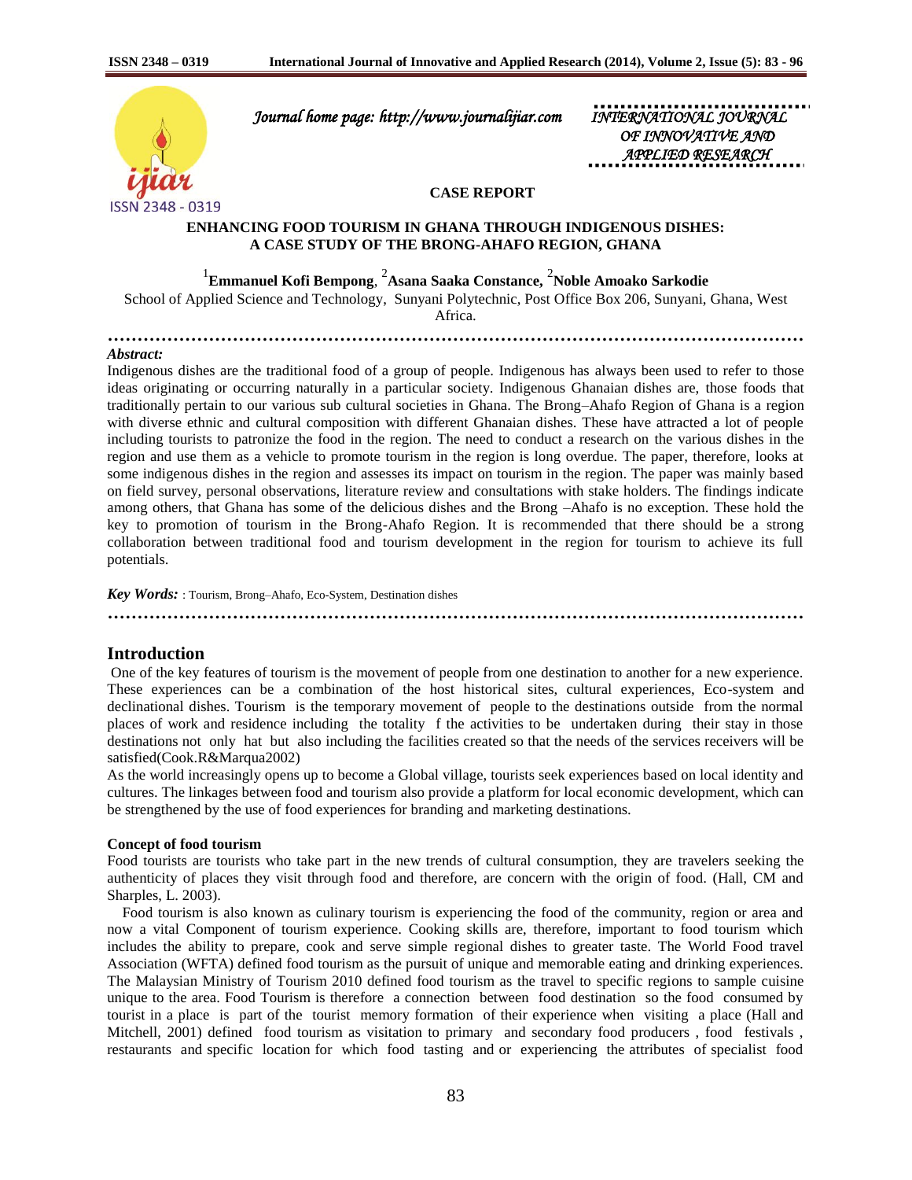Journal home page: http://www.journalijiar.com

INTERNATIONAL JOURNAL OF INNOVATIVE AND APPLIED RESEARCH

**CASE REPORT**

# ENHANCING FOOD TOURISM IN GHANA THROUGH INDIGENOUS DISHES: A CASE STUDY OF THE BRONG-AHAFO REGION, GHANA

[1]**Emmanuel Kofi Bempong**, [2]**Asana Saaka Constance,** [2]**Noble Amoako Sarkodie**

School of Applied Science and Technology, Sunyani Polytechnic, Post Office Box 206, Sunyani, Ghana, West Africa.

***Abstract:***

Indigenous dishes are the traditional food of a group of people. Indigenous has always been used to refer to those ideas originating or occurring naturally in a particular society. Indigenous Ghanaian dishes are, those foods that traditionally pertain to our various sub cultural societies in Ghana. The Brong–Ahafo Region of Ghana is a region with diverse ethnic and cultural composition with different Ghanaian dishes. These have attracted a lot of people including tourists to patronize the food in the region. The need to conduct a research on the various dishes in the region and use them as a vehicle to promote tourism in the region is long overdue. The paper, therefore, looks at some indigenous dishes in the region and assesses its impact on tourism in the region. The paper was mainly based on field survey, personal observations, literature review and consultations with stake holders. The findings indicate among others, that Ghana has some of the delicious dishes and the Brong –Ahafo is no exception. These hold the key to promotion of tourism in the Brong-Ahafo Region. It is recommended that there should be a strong collaboration between traditional food and tourism development in the region for tourism to achieve its full potentials.

***Key Words:*** : Tourism, Brong–Ahafo, Eco-System, Destination dishes

## Introduction

One of the key features of tourism is the movement of people from one destination to another for a new experience. These experiences can be a combination of the host historical sites, cultural experiences, Eco-system and declinational dishes. Tourism is the temporary movement of people to the destinations outside from the normal places of work and residence including the totality f the activities to be undertaken during their stay in those destinations not only hat but also including the facilities created so that the needs of the services receivers will be satisfied(Cook.R&Marqua2002)

As the world increasingly opens up to become a Global village, tourists seek experiences based on local identity and cultures. The linkages between food and tourism also provide a platform for local economic development, which can be strengthened by the use of food experiences for branding and marketing destinations.

### Concept of food tourism

Food tourists are tourists who take part in the new trends of cultural consumption, they are travelers seeking the authenticity of places they visit through food and therefore, are concern with the origin of food. (Hall, CM and Sharples, L. 2003).

Food tourism is also known as culinary tourism is experiencing the food of the community, region or area and now a vital Component of tourism experience. Cooking skills are, therefore, important to food tourism which includes the ability to prepare, cook and serve simple regional dishes to greater taste. The World Food travel Association (WFTA) defined food tourism as the pursuit of unique and memorable eating and drinking experiences. The Malaysian Ministry of Tourism 2010 defined food tourism as the travel to specific regions to sample cuisine unique to the area. Food Tourism is therefore a connection between food destination so the food consumed by tourist in a place is part of the tourist memory formation of their experience when visiting a place (Hall and Mitchell, 2001) defined food tourism as visitation to primary and secondary food producers , food festivals , restaurants and specific location for which food tasting and or experiencing the attributes of specialist food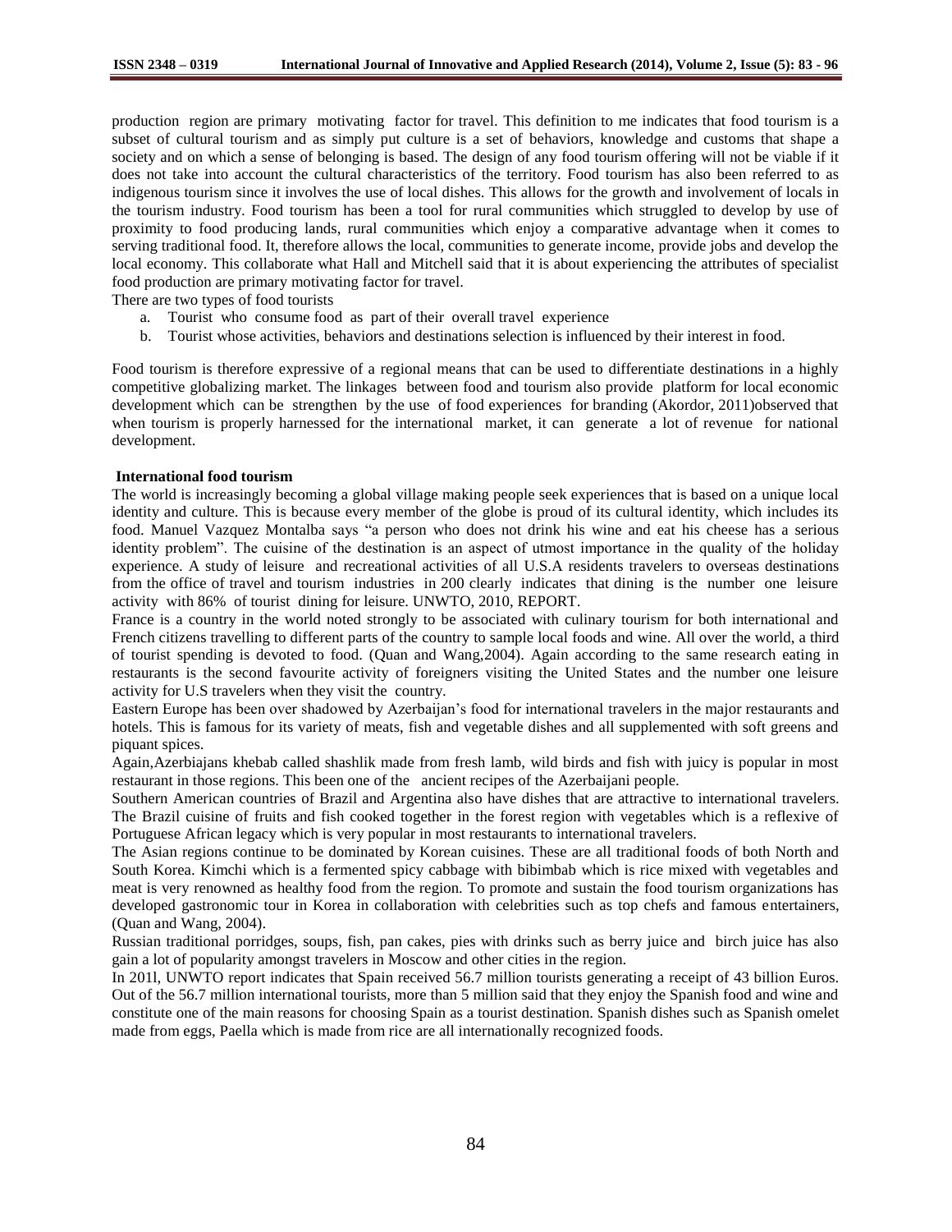production region are primary motivating factor for travel. This definition to me indicates that food tourism is a subset of cultural tourism and as simply put culture is a set of behaviors, knowledge and customs that shape a society and on which a sense of belonging is based. The design of any food tourism offering will not be viable if it does not take into account the cultural characteristics of the territory. Food tourism has also been referred to as indigenous tourism since it involves the use of local dishes. This allows for the growth and involvement of locals in the tourism industry. Food tourism has been a tool for rural communities which struggled to develop by use of proximity to food producing lands, rural communities which enjoy a comparative advantage when it comes to serving traditional food. It, therefore allows the local, communities to generate income, provide jobs and develop the local economy. This collaborate what Hall and Mitchell said that it is about experiencing the attributes of specialist food production are primary motivating factor for travel.

There are two types of food tourists

a. Tourist who consume food as part of their overall travel experience
b. Tourist whose activities, behaviors and destinations selection is influenced by their interest in food.

Food tourism is therefore expressive of a regional means that can be used to differentiate destinations in a highly competitive globalizing market. The linkages between food and tourism also provide platform for local economic development which can be strengthen by the use of food experiences for branding (Akordor, 2011)observed that when tourism is properly harnessed for the international market, it can generate a lot of revenue for national development.

**International food tourism**

The world is increasingly becoming a global village making people seek experiences that is based on a unique local identity and culture. This is because every member of the globe is proud of its cultural identity, which includes its food. Manuel Vazquez Montalba says "a person who does not drink his wine and eat his cheese has a serious identity problem". The cuisine of the destination is an aspect of utmost importance in the quality of the holiday experience. A study of leisure and recreational activities of all U.S.A residents travelers to overseas destinations from the office of travel and tourism industries in 200 clearly indicates that dining is the number one leisure activity with 86% of tourist dining for leisure. UNWTO, 2010, REPORT.

France is a country in the world noted strongly to be associated with culinary tourism for both international and French citizens travelling to different parts of the country to sample local foods and wine. All over the world, a third of tourist spending is devoted to food. (Quan and Wang,2004). Again according to the same research eating in restaurants is the second favourite activity of foreigners visiting the United States and the number one leisure activity for U.S travelers when they visit the country.

Eastern Europe has been over shadowed by Azerbaijan's food for international travelers in the major restaurants and hotels. This is famous for its variety of meats, fish and vegetable dishes and all supplemented with soft greens and piquant spices.

Again,Azerbiajans khebab called shashlik made from fresh lamb, wild birds and fish with juicy is popular in most restaurant in those regions. This been one of the ancient recipes of the Azerbaijani people.

Southern American countries of Brazil and Argentina also have dishes that are attractive to international travelers. The Brazil cuisine of fruits and fish cooked together in the forest region with vegetables which is a reflexive of Portuguese African legacy which is very popular in most restaurants to international travelers.

The Asian regions continue to be dominated by Korean cuisines. These are all traditional foods of both North and South Korea. Kimchi which is a fermented spicy cabbage with bibimbab which is rice mixed with vegetables and meat is very renowned as healthy food from the region. To promote and sustain the food tourism organizations has developed gastronomic tour in Korea in collaboration with celebrities such as top chefs and famous entertainers, (Quan and Wang, 2004).

Russian traditional porridges, soups, fish, pan cakes, pies with drinks such as berry juice and birch juice has also gain a lot of popularity amongst travelers in Moscow and other cities in the region.

In 201l, UNWTO report indicates that Spain received 56.7 million tourists generating a receipt of 43 billion Euros. Out of the 56.7 million international tourists, more than 5 million said that they enjoy the Spanish food and wine and constitute one of the main reasons for choosing Spain as a tourist destination. Spanish dishes such as Spanish omelet made from eggs, Paella which is made from rice are all internationally recognized foods.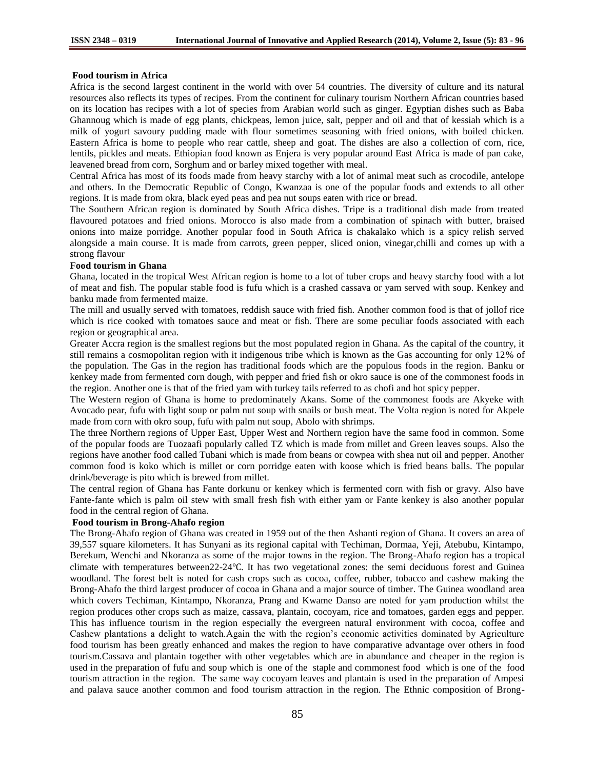### Food tourism in Africa

Africa is the second largest continent in the world with over 54 countries. The diversity of culture and its natural resources also reflects its types of recipes. From the continent for culinary tourism Northern African countries based on its location has recipes with a lot of species from Arabian world such as ginger. Egyptian dishes such as Baba Ghannoug which is made of egg plants, chickpeas, lemon juice, salt, pepper and oil and that of kessiah which is a milk of yogurt savoury pudding made with flour sometimes seasoning with fried onions, with boiled chicken. Eastern Africa is home to people who rear cattle, sheep and goat. The dishes are also a collection of corn, rice, lentils, pickles and meats. Ethiopian food known as Enjera is very popular around East Africa is made of pan cake, leavened bread from corn, Sorghum and or barley mixed together with meal.

Central Africa has most of its foods made from heavy starchy with a lot of animal meat such as crocodile, antelope and others. In the Democratic Republic of Congo, Kwanzaa is one of the popular foods and extends to all other regions. It is made from okra, black eyed peas and pea nut soups eaten with rice or bread.

The Southern African region is dominated by South Africa dishes. Tripe is a traditional dish made from treated flavoured potatoes and fried onions. Morocco is also made from a combination of spinach with butter, braised onions into maize porridge. Another popular food in South Africa is chakalako which is a spicy relish served alongside a main course. It is made from carrots, green pepper, sliced onion, vinegar,chilli and comes up with a strong flavour

### Food tourism in Ghana

Ghana, located in the tropical West African region is home to a lot of tuber crops and heavy starchy food with a lot of meat and fish. The popular stable food is fufu which is a crashed cassava or yam served with soup. Kenkey and banku made from fermented maize.

The mill and usually served with tomatoes, reddish sauce with fried fish. Another common food is that of jollof rice which is rice cooked with tomatoes sauce and meat or fish. There are some peculiar foods associated with each region or geographical area.

Greater Accra region is the smallest regions but the most populated region in Ghana. As the capital of the country, it still remains a cosmopolitan region with it indigenous tribe which is known as the Gas accounting for only 12% of the population. The Gas in the region has traditional foods which are the populous foods in the region. Banku or kenkey made from fermented corn dough, with pepper and fried fish or okro sauce is one of the commonest foods in the region. Another one is that of the fried yam with turkey tails referred to as chofi and hot spicy pepper.

The Western region of Ghana is home to predominately Akans. Some of the commonest foods are Akyeke with Avocado pear, fufu with light soup or palm nut soup with snails or bush meat. The Volta region is noted for Akpele made from corn with okro soup, fufu with palm nut soup, Abolo with shrimps.

The three Northern regions of Upper East, Upper West and Northern region have the same food in common. Some of the popular foods are Tuozaafi popularly called TZ which is made from millet and Green leaves soups. Also the regions have another food called Tubani which is made from beans or cowpea with shea nut oil and pepper. Another common food is koko which is millet or corn porridge eaten with koose which is fried beans balls. The popular drink/beverage is pito which is brewed from millet.

The central region of Ghana has Fante dorkunu or kenkey which is fermented corn with fish or gravy. Also have Fante-fante which is palm oil stew with small fresh fish with either yam or Fante kenkey is also another popular food in the central region of Ghana.

### Food tourism in Brong-Ahafo region

The Brong-Ahafo region of Ghana was created in 1959 out of the then Ashanti region of Ghana. It covers an area of 39,557 square kilometers. It has Sunyani as its regional capital with Techiman, Dormaa, Yeji, Atebubu, Kintampo, Berekum, Wenchi and Nkoranza as some of the major towns in the region. The Brong-Ahafo region has a tropical climate with temperatures between22-24℃. It has two vegetational zones: the semi deciduous forest and Guinea woodland. The forest belt is noted for cash crops such as cocoa, coffee, rubber, tobacco and cashew making the Brong-Ahafo the third largest producer of cocoa in Ghana and a major source of timber. The Guinea woodland area which covers Techiman, Kintampo, Nkoranza, Prang and Kwame Danso are noted for yam production whilst the region produces other crops such as maize, cassava, plantain, cocoyam, rice and tomatoes, garden eggs and pepper. This has influence tourism in the region especially the evergreen natural environment with cocoa, coffee and Cashew plantations a delight to watch.Again the with the region's economic activities dominated by Agriculture food tourism has been greatly enhanced and makes the region to have comparative advantage over others in food tourism.Cassava and plantain together with other vegetables which are in abundance and cheaper in the region is used in the preparation of fufu and soup which is one of the staple and commonest food which is one of the food tourism attraction in the region. The same way cocoyam leaves and plantain is used in the preparation of Ampesi and palava sauce another common and food tourism attraction in the region. The Ethnic composition of Brong-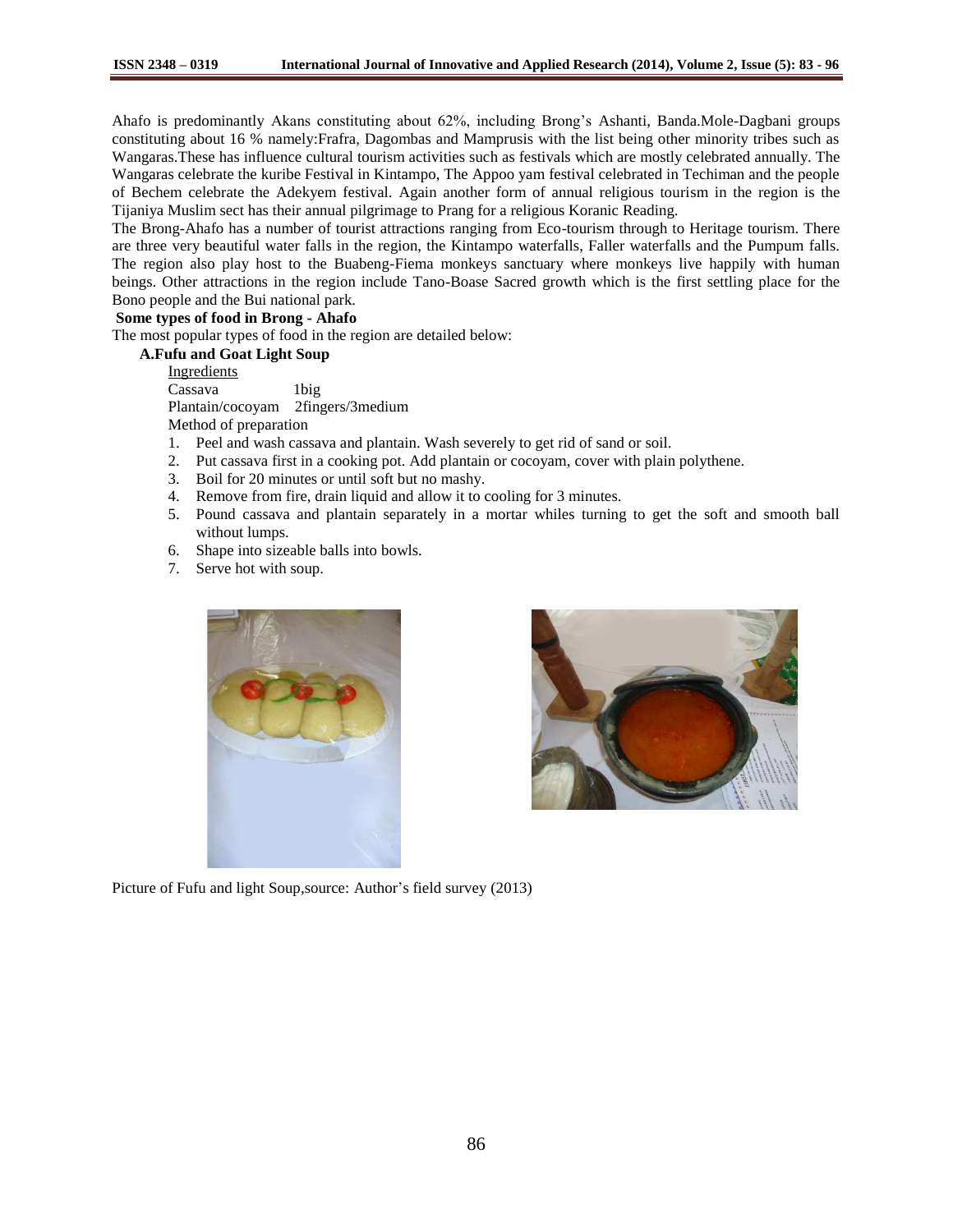Ahafo is predominantly Akans constituting about 62%, including Brong's Ashanti, Banda.Mole-Dagbani groups constituting about 16 % namely:Frafra, Dagombas and Mamprusis with the list being other minority tribes such as Wangaras.These has influence cultural tourism activities such as festivals which are mostly celebrated annually. The Wangaras celebrate the kuribe Festival in Kintampo, The Appoo yam festival celebrated in Techiman and the people of Bechem celebrate the Adekyem festival. Again another form of annual religious tourism in the region is the Tijaniya Muslim sect has their annual pilgrimage to Prang for a religious Koranic Reading.

The Brong-Ahafo has a number of tourist attractions ranging from Eco-tourism through to Heritage tourism. There are three very beautiful water falls in the region, the Kintampo waterfalls, Faller waterfalls and the Pumpum falls. The region also play host to the Buabeng-Fiema monkeys sanctuary where monkeys live happily with human beings. Other attractions in the region include Tano-Boase Sacred growth which is the first settling place for the Bono people and the Bui national park.

**Some types of food in Brong - Ahafo**

The most popular types of food in the region are detailed below:

**A.Fufu and Goat Light Soup**

Ingredients

Cassava 1big

Plantain/cocoyam 2fingers/3medium

Method of preparation

1. Peel and wash cassava and plantain. Wash severely to get rid of sand or soil.
2. Put cassava first in a cooking pot. Add plantain or cocoyam, cover with plain polythene.
3. Boil for 20 minutes or until soft but no mashy.
4. Remove from fire, drain liquid and allow it to cooling for 3 minutes.
5. Pound cassava and plantain separately in a mortar whiles turning to get the soft and smooth ball without lumps.
6. Shape into sizeable balls into bowls.
7. Serve hot with soup.

Picture of Fufu and light Soup,source: Author's field survey (2013)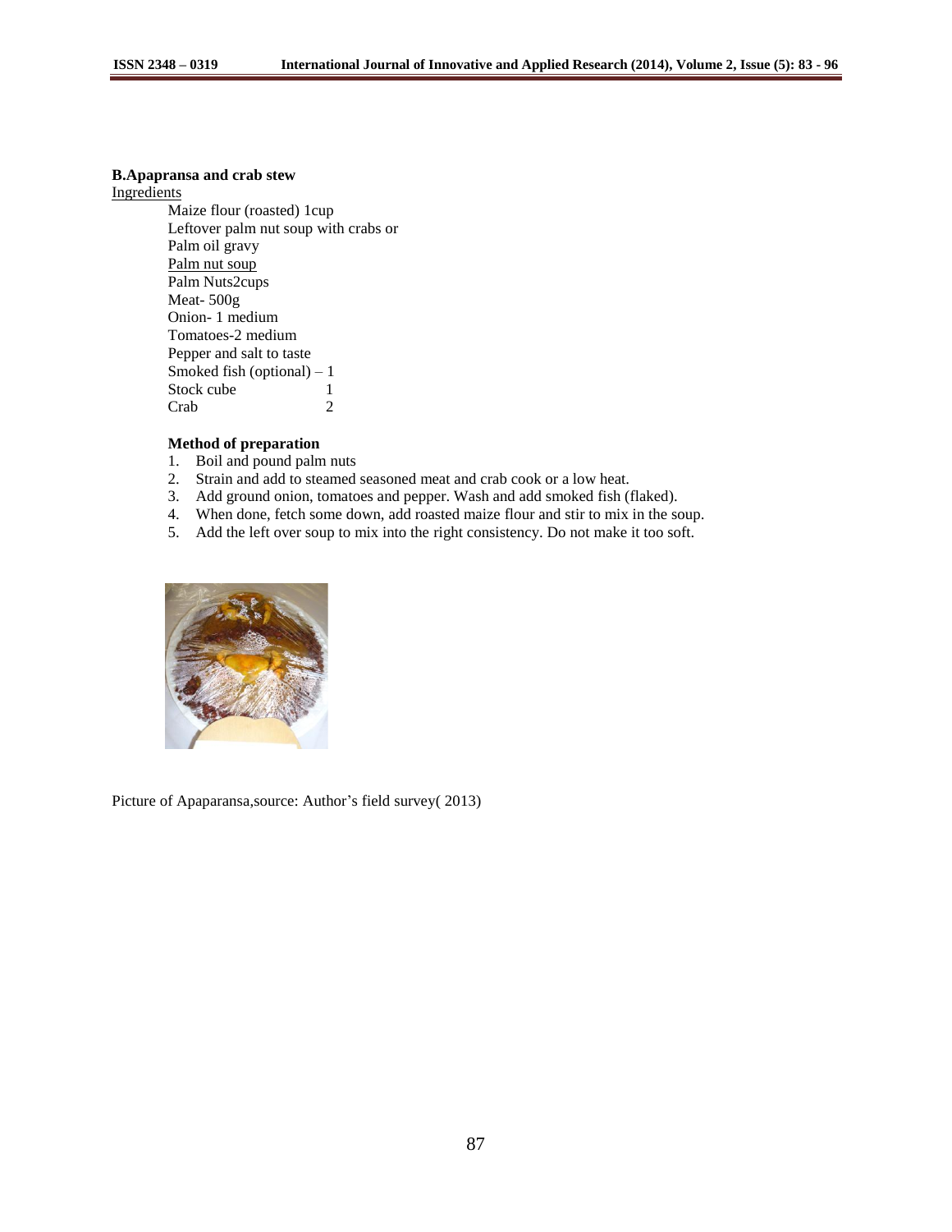**B.Apapransa and crab stew**

Ingredients

Maize flour (roasted) 1cup
Leftover palm nut soup with crabs or
Palm oil gravy
Palm nut soup
Palm Nuts2cups
Meat- 500g
Onion- 1 medium
Tomatoes-2 medium
Pepper and salt to taste
Smoked fish (optional) – 1
Stock cube 1
Crab 2

**Method of preparation**

1. Boil and pound palm nuts
2. Strain and add to steamed seasoned meat and crab cook or a low heat.
3. Add ground onion, tomatoes and pepper. Wash and add smoked fish (flaked).
4. When done, fetch some down, add roasted maize flour and stir to mix in the soup.
5. Add the left over soup to mix into the right consistency. Do not make it too soft.

Picture of Apaparansa,source: Author's field survey( 2013)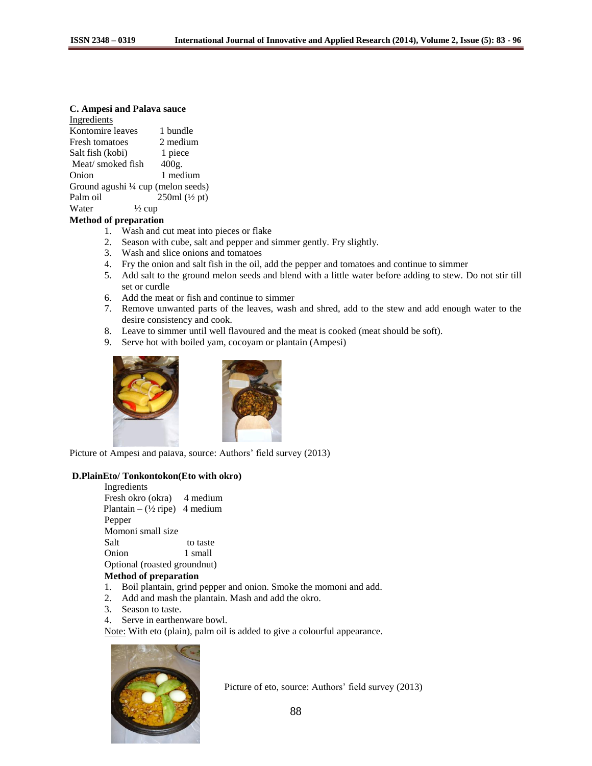**C. Ampesi and Palava sauce**

Ingredients

| | |
|---|---|
| Kontomire leaves | 1 bundle |
| Fresh tomatoes | 2 medium |
| Salt fish (kobi) | 1 piece |
| Meat/ smoked fish | 400g. |
| Onion | 1 medium |
| Ground agushi ¼ cup (melon seeds) | |
| Palm oil | 250ml (½ pt) |
| Water | ½ cup |

**Method of preparation**

1. Wash and cut meat into pieces or flake
2. Season with cube, salt and pepper and simmer gently. Fry slightly.
3. Wash and slice onions and tomatoes
4. Fry the onion and salt fish in the oil, add the pepper and tomatoes and continue to simmer
5. Add salt to the ground melon seeds and blend with a little water before adding to stew. Do not stir till set or curdle
6. Add the meat or fish and continue to simmer
7. Remove unwanted parts of the leaves, wash and shred, add to the stew and add enough water to the desire consistency and cook.
8. Leave to simmer until well flavoured and the meat is cooked (meat should be soft).
9. Serve hot with boiled yam, cocoyam or plantain (Ampesi)

Picture of Ampesi and palava, source: Authors' field survey (2013)

**D.PlainEto/ Tonkontokon(Eto with okro)**

Ingredients

| | |
|---|---|
| Fresh okro (okra) | 4 medium |
| Plantain – (½ ripe) | 4 medium |
| Pepper | |
| Momoni small size | |
| Salt | to taste |
| Onion | 1 small |
| Optional (roasted groundnut) | |

**Method of preparation**

1. Boil plantain, grind pepper and onion. Smoke the momoni and add.
2. Add and mash the plantain. Mash and add the okro.
3. Season to taste.
4. Serve in earthenware bowl.

Note: With eto (plain), palm oil is added to give a colourful appearance.

Picture of eto, source: Authors' field survey (2013)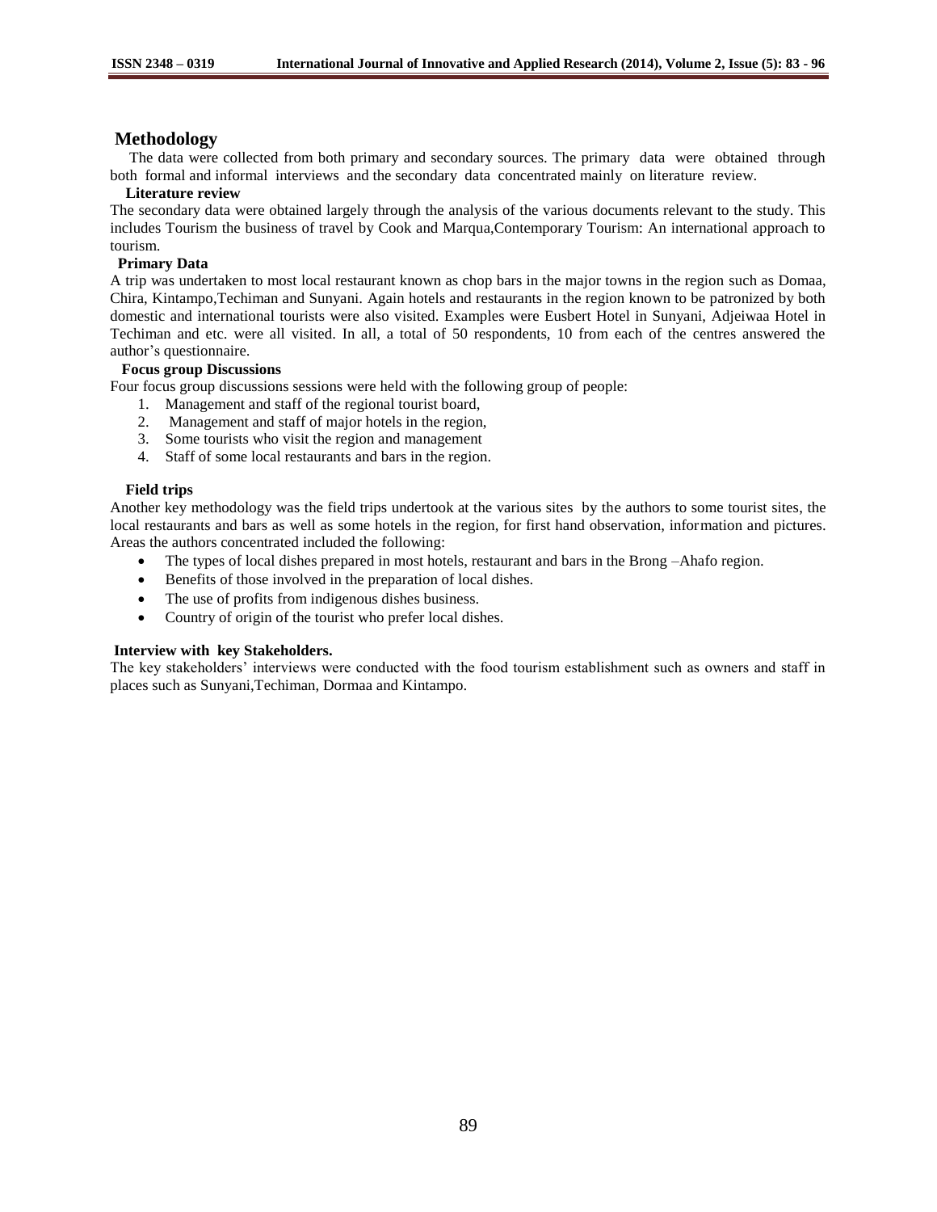## Methodology

The data were collected from both primary and secondary sources. The primary data were obtained through both formal and informal interviews and the secondary data concentrated mainly on literature review.

### Literature review

The secondary data were obtained largely through the analysis of the various documents relevant to the study. This includes Tourism the business of travel by Cook and Marqua,Contemporary Tourism: An international approach to tourism.

### Primary Data

A trip was undertaken to most local restaurant known as chop bars in the major towns in the region such as Domaa, Chira, Kintampo,Techiman and Sunyani. Again hotels and restaurants in the region known to be patronized by both domestic and international tourists were also visited. Examples were Eusbert Hotel in Sunyani, Adjeiwaa Hotel in Techiman and etc. were all visited. In all, a total of 50 respondents, 10 from each of the centres answered the author's questionnaire.

### Focus group Discussions

Four focus group discussions sessions were held with the following group of people:

1. Management and staff of the regional tourist board,
2. Management and staff of major hotels in the region,
3. Some tourists who visit the region and management
4. Staff of some local restaurants and bars in the region.

### Field trips

Another key methodology was the field trips undertook at the various sites by the authors to some tourist sites, the local restaurants and bars as well as some hotels in the region, for first hand observation, information and pictures. Areas the authors concentrated included the following:

- The types of local dishes prepared in most hotels, restaurant and bars in the Brong –Ahafo region.
- Benefits of those involved in the preparation of local dishes.
- The use of profits from indigenous dishes business.
- Country of origin of the tourist who prefer local dishes.

### Interview with key Stakeholders.

The key stakeholders' interviews were conducted with the food tourism establishment such as owners and staff in places such as Sunyani,Techiman, Dormaa and Kintampo.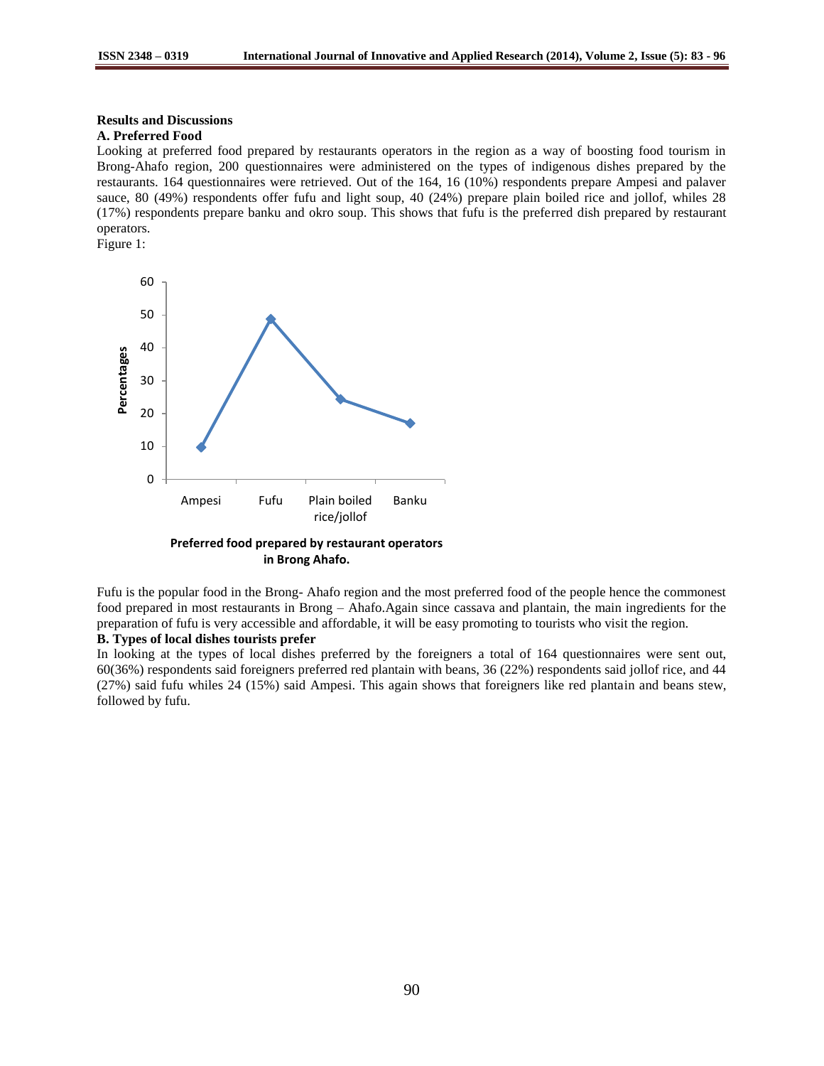## Results and Discussions

### A. Preferred Food

Looking at preferred food prepared by restaurants operators in the region as a way of boosting food tourism in Brong-Ahafo region, 200 questionnaires were administered on the types of indigenous dishes prepared by the restaurants. 164 questionnaires were retrieved. Out of the 164, 16 (10%) respondents prepare Ampesi and palaver sauce, 80 (49%) respondents offer fufu and light soup, 40 (24%) prepare plain boiled rice and jollof, whiles 28 (17%) respondents prepare banku and okro soup. This shows that fufu is the preferred dish prepared by restaurant operators.

Figure 1:

Percentages

60
50
40
30
20
10
0

Ampesi
Fufu
Plain boiled rice/jollof
Banku

**Preferred food prepared by restaurant operators in Brong Ahafo.**

Fufu is the popular food in the Brong- Ahafo region and the most preferred food of the people hence the commonest food prepared in most restaurants in Brong – Ahafo.Again since cassava and plantain, the main ingredients for the preparation of fufu is very accessible and affordable, it will be easy promoting to tourists who visit the region.

### B. Types of local dishes tourists prefer

In looking at the types of local dishes preferred by the foreigners a total of 164 questionnaires were sent out, 60(36%) respondents said foreigners preferred red plantain with beans, 36 (22%) respondents said jollof rice, and 44 (27%) said fufu whiles 24 (15%) said Ampesi. This again shows that foreigners like red plantain and beans stew, followed by fufu.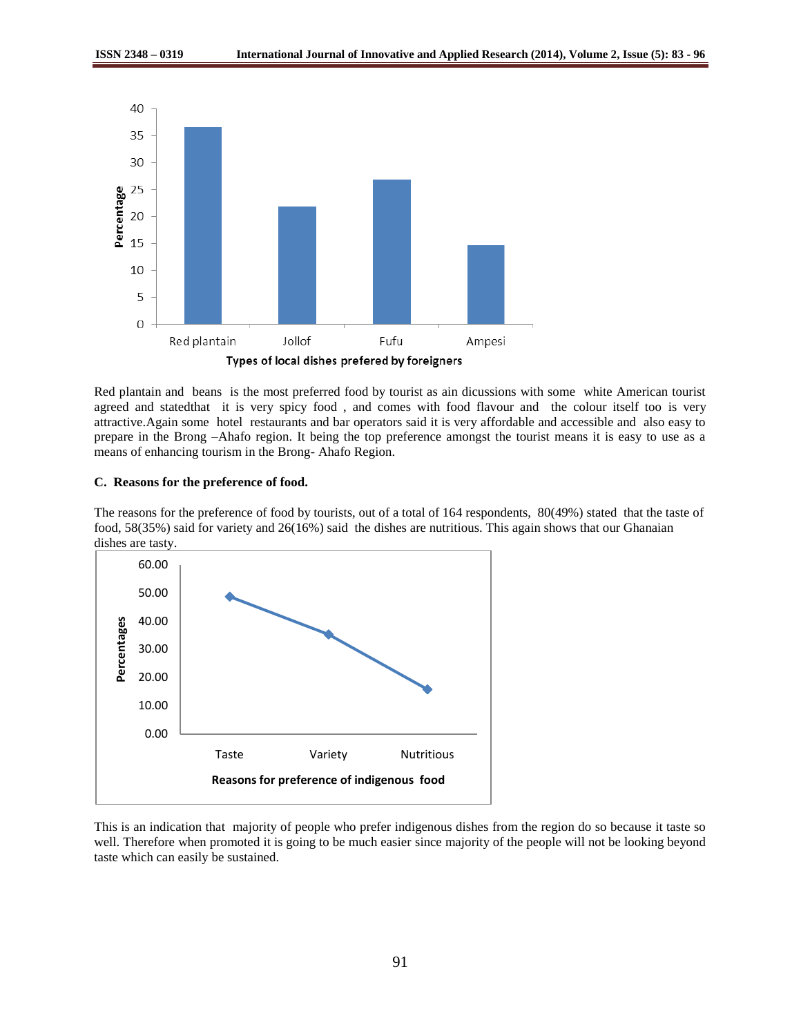40
35
30
25
20
15
10
5
0

Percentage

Red plaintain

Jollof

Fufu

Ampesi

Types of local dishes prefered by foreigners

Red plantain and beans is the most preferred food by tourist as ain dicussions with some white American tourist agreed and statedthat it is very spicy food , and comes with food flavour and the colour itself too is very attractive.Again some hotel restaurants and bar operators said it is very affordable and accessible and also easy to prepare in the Brong –Ahafo region. It being the top preference amongst the tourist means it is easy to use as a means of enhancing tourism in the Brong- Ahafo Region.

**C. Reasons for the preference of food.**

The reasons for the preference of food by tourists, out of a total of 164 respondents, 80(49%) stated that the taste of food, 58(35%) said for variety and 26(16%) said the dishes are nutritious. This again shows that our Ghanaian dishes are tasty.

60.00
50.00
40.00
30.00
20.00
10.00
0.00

Percentages

Taste

Variety

Nutritious

Reasons for preference of indigenous food

This is an indication that majority of people who prefer indigenous dishes from the region do so because it taste so well. Therefore when promoted it is going to be much easier since majority of the people will not be looking beyond taste which can easily be sustained.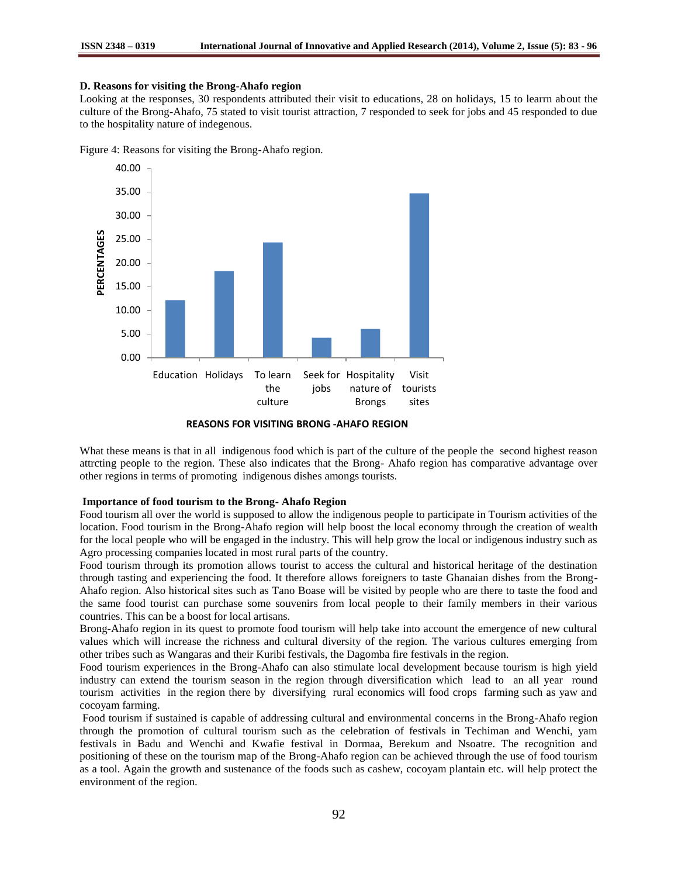### D. Reasons for visiting the Brong-Ahafo region

Looking at the responses, 30 respondents attributed their visit to educations, 28 on holidays, 15 to learrn about the culture of the Brong-Ahafo, 75 stated to visit tourist attraction, 7 responded to seek for jobs and 45 responded to due to the hospitality nature of indegenous.

Figure 4: Reasons for visiting the Brong-Ahafo region.

PERCENTAGES

40.00
35.00
30.00
25.00
20.00
15.00
10.00
5.00
0.00

Education
Holidays
To learn the culture
Seek for jobs
Hospitality nature of Brongs
Visit tourists sites

REASONS FOR VISITING BRONG -AHAFO REGION

What these means is that in all indigenous food which is part of the culture of the people the second highest reason attrcting people to the region. These also indicates that the Brong- Ahafo region has comparative advantage over other regions in terms of promoting indigenous dishes amongs tourists.

### Importance of food tourism to the Brong- Ahafo Region

Food tourism all over the world is supposed to allow the indigenous people to participate in Tourism activities of the location. Food tourism in the Brong-Ahafo region will help boost the local economy through the creation of wealth for the local people who will be engaged in the industry. This will help grow the local or indigenous industry such as Agro processing companies located in most rural parts of the country.

Food tourism through its promotion allows tourist to access the cultural and historical heritage of the destination through tasting and experiencing the food. It therefore allows foreigners to taste Ghanaian dishes from the Brong-Ahafo region. Also historical sites such as Tano Boase will be visited by people who are there to taste the food and the same food tourist can purchase some souvenirs from local people to their family members in their various countries. This can be a boost for local artisans.

Brong-Ahafo region in its quest to promote food tourism will help take into account the emergence of new cultural values which will increase the richness and cultural diversity of the region. The various cultures emerging from other tribes such as Wangaras and their Kuribi festivals, the Dagomba fire festivals in the region.

Food tourism experiences in the Brong-Ahafo can also stimulate local development because tourism is high yield industry can extend the tourism season in the region through diversification which lead to an all year round tourism activities in the region there by diversifying rural economics will food crops farming such as yaw and cocoyam farming.

Food tourism if sustained is capable of addressing cultural and environmental concerns in the Brong-Ahafo region through the promotion of cultural tourism such as the celebration of festivals in Techiman and Wenchi, yam festivals in Badu and Wenchi and Kwafie festival in Dormaa, Berekum and Nsoatre. The recognition and positioning of these on the tourism map of the Brong-Ahafo region can be achieved through the use of food tourism as a tool. Again the growth and sustenance of the foods such as cashew, cocoyam plantain etc. will help protect the environment of the region.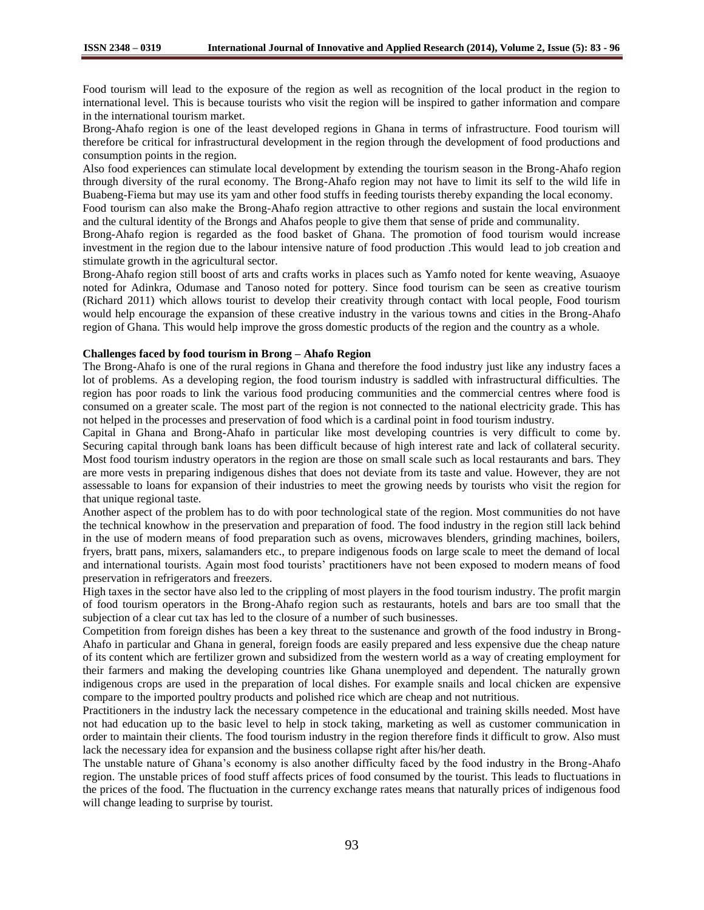Food tourism will lead to the exposure of the region as well as recognition of the local product in the region to international level. This is because tourists who visit the region will be inspired to gather information and compare in the international tourism market.

Brong-Ahafo region is one of the least developed regions in Ghana in terms of infrastructure. Food tourism will therefore be critical for infrastructural development in the region through the development of food productions and consumption points in the region.

Also food experiences can stimulate local development by extending the tourism season in the Brong-Ahafo region through diversity of the rural economy. The Brong-Ahafo region may not have to limit its self to the wild life in Buabeng-Fiema but may use its yam and other food stuffs in feeding tourists thereby expanding the local economy.

Food tourism can also make the Brong-Ahafo region attractive to other regions and sustain the local environment and the cultural identity of the Brongs and Ahafos people to give them that sense of pride and communality.

Brong-Ahafo region is regarded as the food basket of Ghana. The promotion of food tourism would increase investment in the region due to the labour intensive nature of food production .This would lead to job creation and stimulate growth in the agricultural sector.

Brong-Ahafo region still boost of arts and crafts works in places such as Yamfo noted for kente weaving, Asuaoye noted for Adinkra, Odumase and Tanoso noted for pottery. Since food tourism can be seen as creative tourism (Richard 2011) which allows tourist to develop their creativity through contact with local people, Food tourism would help encourage the expansion of these creative industry in the various towns and cities in the Brong-Ahafo region of Ghana. This would help improve the gross domestic products of the region and the country as a whole.

**Challenges faced by food tourism in Brong – Ahafo Region**

The Brong-Ahafo is one of the rural regions in Ghana and therefore the food industry just like any industry faces a lot of problems. As a developing region, the food tourism industry is saddled with infrastructural difficulties. The region has poor roads to link the various food producing communities and the commercial centres where food is consumed on a greater scale. The most part of the region is not connected to the national electricity grade. This has not helped in the processes and preservation of food which is a cardinal point in food tourism industry.

Capital in Ghana and Brong-Ahafo in particular like most developing countries is very difficult to come by. Securing capital through bank loans has been difficult because of high interest rate and lack of collateral security. Most food tourism industry operators in the region are those on small scale such as local restaurants and bars. They are more vests in preparing indigenous dishes that does not deviate from its taste and value. However, they are not assessable to loans for expansion of their industries to meet the growing needs by tourists who visit the region for that unique regional taste.

Another aspect of the problem has to do with poor technological state of the region. Most communities do not have the technical knowhow in the preservation and preparation of food. The food industry in the region still lack behind in the use of modern means of food preparation such as ovens, microwaves blenders, grinding machines, boilers, fryers, bratt pans, mixers, salamanders etc., to prepare indigenous foods on large scale to meet the demand of local and international tourists. Again most food tourists' practitioners have not been exposed to modern means of food preservation in refrigerators and freezers.

High taxes in the sector have also led to the crippling of most players in the food tourism industry. The profit margin of food tourism operators in the Brong-Ahafo region such as restaurants, hotels and bars are too small that the subjection of a clear cut tax has led to the closure of a number of such businesses.

Competition from foreign dishes has been a key threat to the sustenance and growth of the food industry in Brong-Ahafo in particular and Ghana in general, foreign foods are easily prepared and less expensive due the cheap nature of its content which are fertilizer grown and subsidized from the western world as a way of creating employment for their farmers and making the developing countries like Ghana unemployed and dependent. The naturally grown indigenous crops are used in the preparation of local dishes. For example snails and local chicken are expensive compare to the imported poultry products and polished rice which are cheap and not nutritious.

Practitioners in the industry lack the necessary competence in the educational and training skills needed. Most have not had education up to the basic level to help in stock taking, marketing as well as customer communication in order to maintain their clients. The food tourism industry in the region therefore finds it difficult to grow. Also must lack the necessary idea for expansion and the business collapse right after his/her death.

The unstable nature of Ghana's economy is also another difficulty faced by the food industry in the Brong-Ahafo region. The unstable prices of food stuff affects prices of food consumed by the tourist. This leads to fluctuations in the prices of the food. The fluctuation in the currency exchange rates means that naturally prices of indigenous food will change leading to surprise by tourist.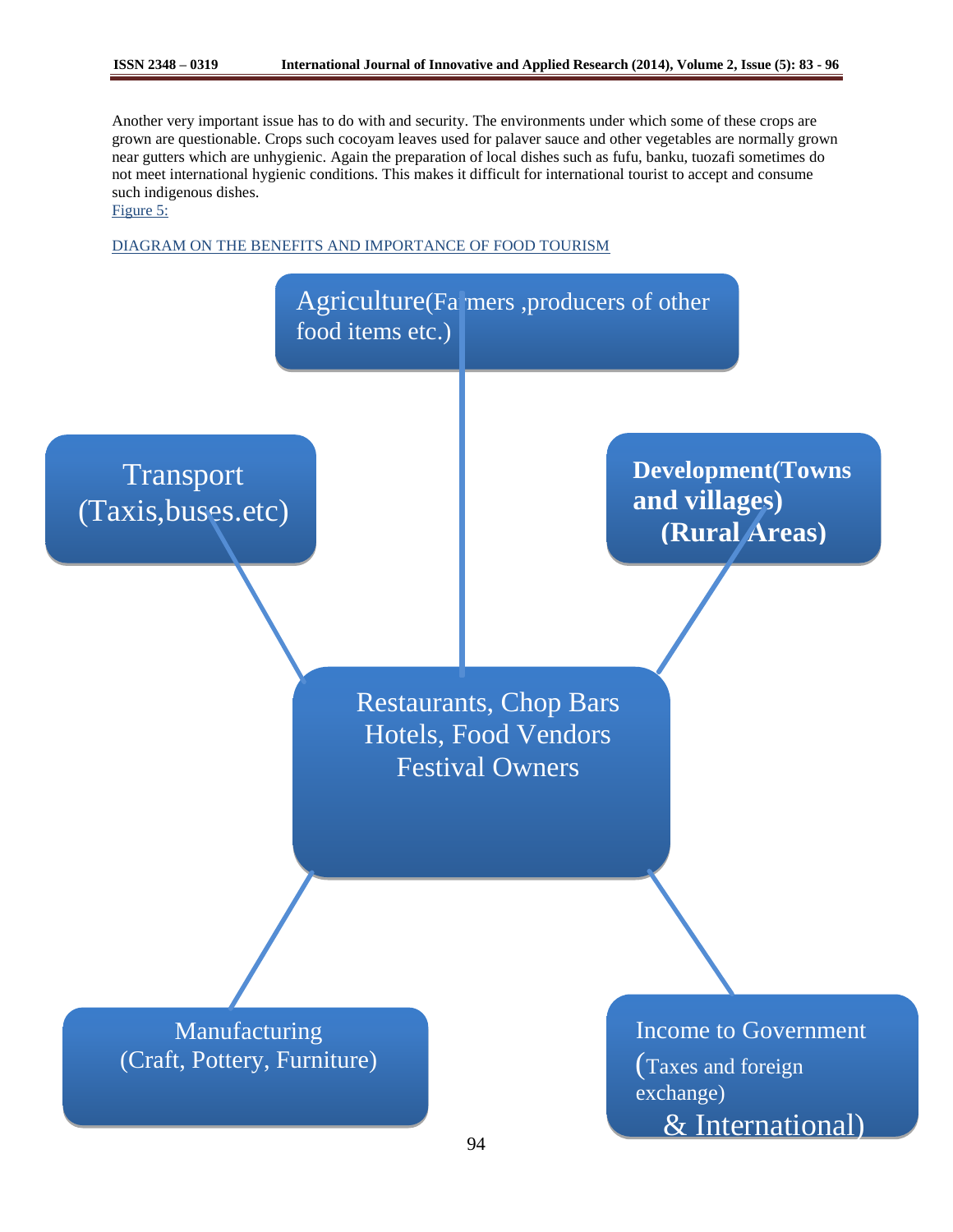Another very important issue has to do with and security. The environments under which some of these crops are grown are questionable. Crops such cocoyam leaves used for palaver sauce and other vegetables are normally grown near gutters which are unhygienic. Again the preparation of local dishes such as fufu, banku, tuozafi sometimes do not meet international hygienic conditions. This makes it difficult for international tourist to accept and consume such indigenous dishes.

Figure 5:

DIAGRAM ON THE BENEFITS AND IMPORTANCE OF FOOD TOURISM

Agriculture(Farmers ,producers of other food items etc.)

Transport (Taxis,buses.etc)

**Development(Towns and villages) (Rural Areas)**

Restaurants, Chop Bars Hotels, Food Vendors Festival Owners

Manufacturing (Craft, Pottery, Furniture)

Income to Government (Taxes and foreign exchange) & International)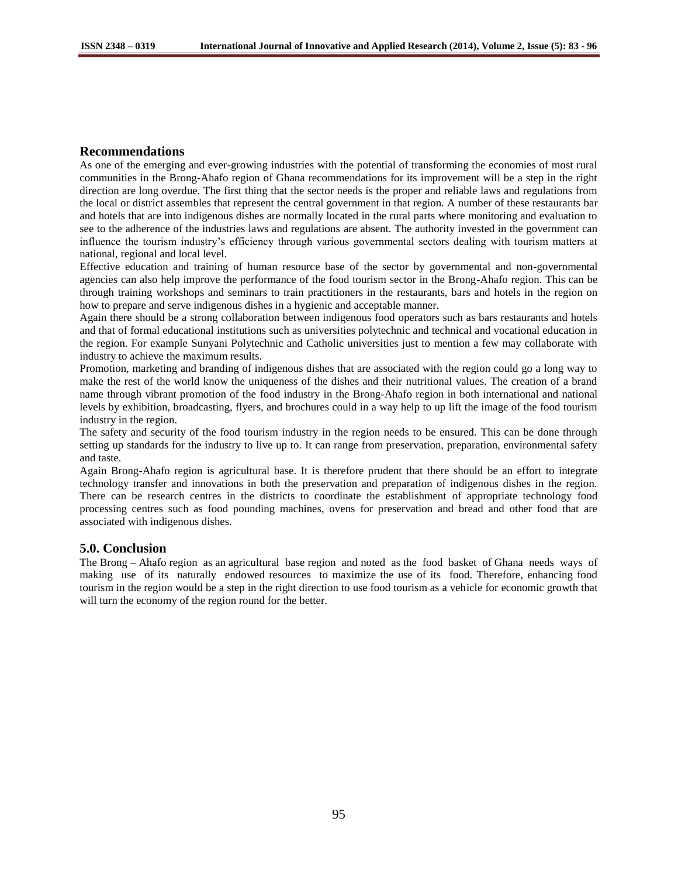## Recommendations

As one of the emerging and ever-growing industries with the potential of transforming the economies of most rural communities in the Brong-Ahafo region of Ghana recommendations for its improvement will be a step in the right direction are long overdue. The first thing that the sector needs is the proper and reliable laws and regulations from the local or district assembles that represent the central government in that region. A number of these restaurants bar and hotels that are into indigenous dishes are normally located in the rural parts where monitoring and evaluation to see to the adherence of the industries laws and regulations are absent. The authority invested in the government can influence the tourism industry's efficiency through various governmental sectors dealing with tourism matters at national, regional and local level.

Effective education and training of human resource base of the sector by governmental and non-governmental agencies can also help improve the performance of the food tourism sector in the Brong-Ahafo region. This can be through training workshops and seminars to train practitioners in the restaurants, bars and hotels in the region on how to prepare and serve indigenous dishes in a hygienic and acceptable manner.

Again there should be a strong collaboration between indigenous food operators such as bars restaurants and hotels and that of formal educational institutions such as universities polytechnic and technical and vocational education in the region. For example Sunyani Polytechnic and Catholic universities just to mention a few may collaborate with industry to achieve the maximum results.

Promotion, marketing and branding of indigenous dishes that are associated with the region could go a long way to make the rest of the world know the uniqueness of the dishes and their nutritional values. The creation of a brand name through vibrant promotion of the food industry in the Brong-Ahafo region in both international and national levels by exhibition, broadcasting, flyers, and brochures could in a way help to up lift the image of the food tourism industry in the region.

The safety and security of the food tourism industry in the region needs to be ensured. This can be done through setting up standards for the industry to live up to. It can range from preservation, preparation, environmental safety and taste.

Again Brong-Ahafo region is agricultural base. It is therefore prudent that there should be an effort to integrate technology transfer and innovations in both the preservation and preparation of indigenous dishes in the region. There can be research centres in the districts to coordinate the establishment of appropriate technology food processing centres such as food pounding machines, ovens for preservation and bread and other food that are associated with indigenous dishes.

## 5.0. Conclusion

The Brong – Ahafo region as an agricultural base region and noted as the food basket of Ghana needs ways of making use of its naturally endowed resources to maximize the use of its food. Therefore, enhancing food tourism in the region would be a step in the right direction to use food tourism as a vehicle for economic growth that will turn the economy of the region round for the better.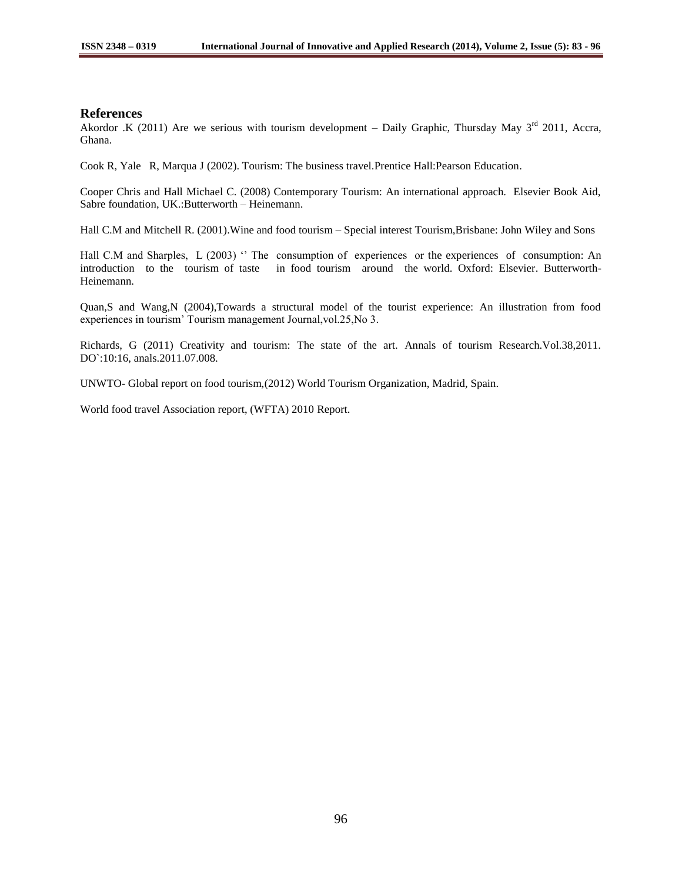## References

Akordor .K (2011) Are we serious with tourism development – Daily Graphic, Thursday May 3rd 2011, Accra, Ghana.

Cook R, Yale R, Marqua J (2002). Tourism: The business travel.Prentice Hall:Pearson Education.

Cooper Chris and Hall Michael C. (2008) Contemporary Tourism: An international approach. Elsevier Book Aid, Sabre foundation, UK.:Butterworth – Heinemann.

Hall C.M and Mitchell R. (2001).Wine and food tourism – Special interest Tourism,Brisbane: John Wiley and Sons

Hall C.M and Sharples, L (2003) '' The consumption of experiences or the experiences of consumption: An introduction to the tourism of taste in food tourism around the world. Oxford: Elsevier. Butterworth-Heinemann.

Quan,S and Wang,N (2004),Towards a structural model of the tourist experience: An illustration from food experiences in tourism' Tourism management Journal,vol.25,No 3.

Richards, G (2011) Creativity and tourism: The state of the art. Annals of tourism Research.Vol.38,2011. DO`:10:16, anals.2011.07.008.

UNWTO- Global report on food tourism,(2012) World Tourism Organization, Madrid, Spain.

World food travel Association report, (WFTA) 2010 Report.